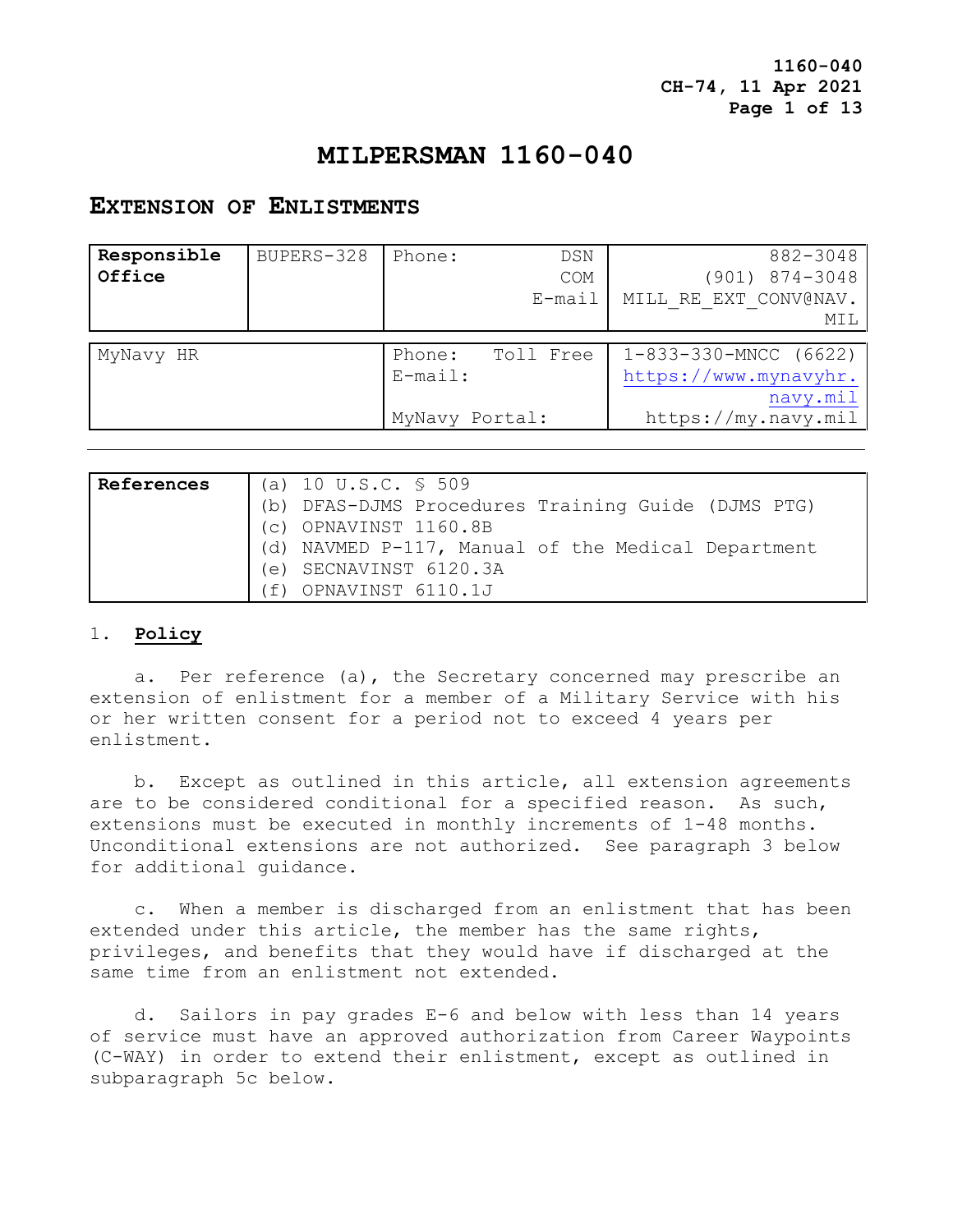# MILPERSMAN 1160-040

## EXTENSION OF ENLISTMENTS

| Responsible Office | BUPERS-328 | Phone: DSN<br>COM<br>E-mail | 882-3048<br>(901) 874-3048<br>MILL_RE_EXT_CONV@NAV.MIL |
|---|---|---|---|

| MyNavy HR | Phone: Toll Free<br>E-mail:<br><br>MyNavy Portal: | 1-833-330-MNCC (6622)<br>https://www.mynavyhr.navy.mil<br>https://my.navy.mil |
|---|---|---|

| References | |
|---|---|
| | (a) 10 U.S.C. § 509<br>(b) DFAS-DJMS Procedures Training Guide (DJMS PTG)<br>(c) OPNAVINST 1160.8B<br>(d) NAVMED P-117, Manual of the Medical Department<br>(e) SECNAVINST 6120.3A<br>(f) OPNAVINST 6110.1J |

1. **Policy**

a. Per reference (a), the Secretary concerned may prescribe an extension of enlistment for a member of a Military Service with his or her written consent for a period not to exceed 4 years per enlistment.

b. Except as outlined in this article, all extension agreements are to be considered conditional for a specified reason. As such, extensions must be executed in monthly increments of 1-48 months. Unconditional extensions are not authorized. See paragraph 3 below for additional guidance.

c. When a member is discharged from an enlistment that has been extended under this article, the member has the same rights, privileges, and benefits that they would have if discharged at the same time from an enlistment not extended.

d. Sailors in pay grades E-6 and below with less than 14 years of service must have an approved authorization from Career Waypoints (C-WAY) in order to extend their enlistment, except as outlined in subparagraph 5c below.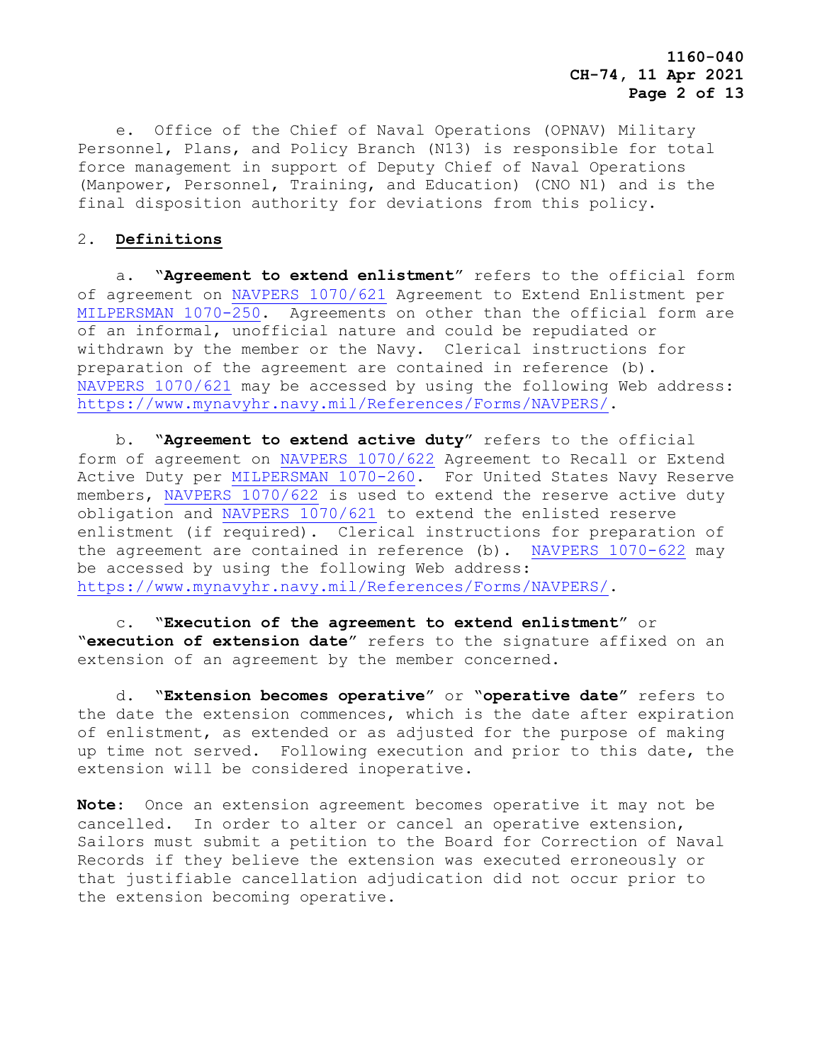e. Office of the Chief of Naval Operations (OPNAV) Military Personnel, Plans, and Policy Branch (N13) is responsible for total force management in support of Deputy Chief of Naval Operations (Manpower, Personnel, Training, and Education) (CNO N1) and is the final disposition authority for deviations from this policy.

2. **Definitions**

a. "**Agreement to extend enlistment**" refers to the official form of agreement on NAVPERS 1070/621 Agreement to Extend Enlistment per MILPERSMAN 1070-250. Agreements on other than the official form are of an informal, unofficial nature and could be repudiated or withdrawn by the member or the Navy. Clerical instructions for preparation of the agreement are contained in reference (b). NAVPERS 1070/621 may be accessed by using the following Web address: https://www.mynavyhr.navy.mil/References/Forms/NAVPERS/.

b. "**Agreement to extend active duty**" refers to the official form of agreement on NAVPERS 1070/622 Agreement to Recall or Extend Active Duty per MILPERSMAN 1070-260. For United States Navy Reserve members, NAVPERS 1070/622 is used to extend the reserve active duty obligation and NAVPERS 1070/621 to extend the enlisted reserve enlistment (if required). Clerical instructions for preparation of the agreement are contained in reference (b). NAVPERS 1070-622 may be accessed by using the following Web address: https://www.mynavyhr.navy.mil/References/Forms/NAVPERS/.

c. "**Execution of the agreement to extend enlistment**" or "**execution of extension date**" refers to the signature affixed on an extension of an agreement by the member concerned.

d. "**Extension becomes operative**" or "**operative date**" refers to the date the extension commences, which is the date after expiration of enlistment, as extended or as adjusted for the purpose of making up time not served. Following execution and prior to this date, the extension will be considered inoperative.

**Note**: Once an extension agreement becomes operative it may not be cancelled. In order to alter or cancel an operative extension, Sailors must submit a petition to the Board for Correction of Naval Records if they believe the extension was executed erroneously or that justifiable cancellation adjudication did not occur prior to the extension becoming operative.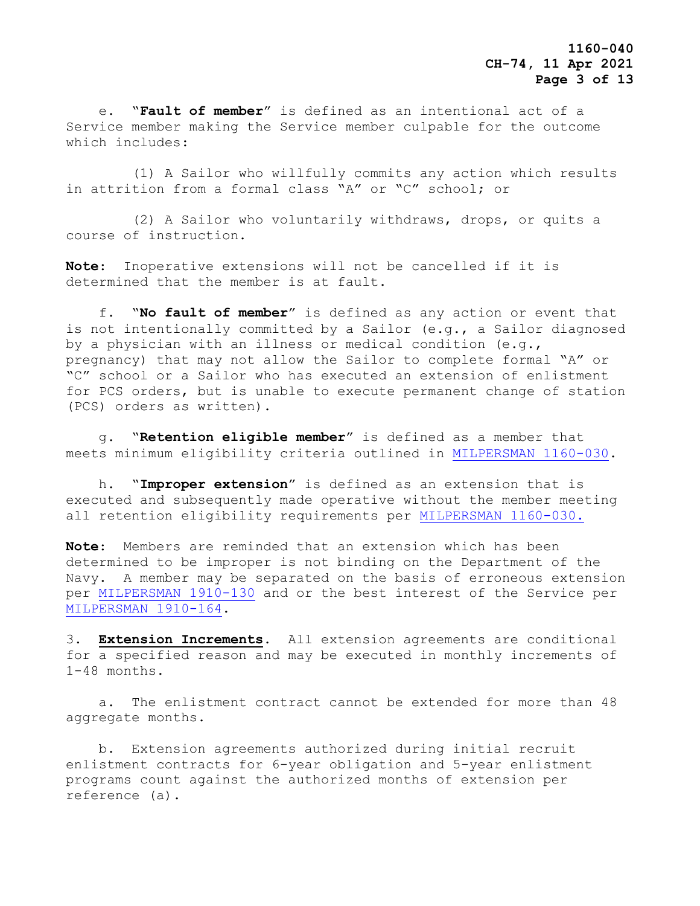e. "**Fault of member**" is defined as an intentional act of a Service member making the Service member culpable for the outcome which includes:

(1) A Sailor who willfully commits any action which results in attrition from a formal class "A" or "C" school; or

(2) A Sailor who voluntarily withdraws, drops, or quits a course of instruction.

**Note**: Inoperative extensions will not be cancelled if it is determined that the member is at fault.

f. "**No fault of member**" is defined as any action or event that is not intentionally committed by a Sailor (e.g., a Sailor diagnosed by a physician with an illness or medical condition (e.g., pregnancy) that may not allow the Sailor to complete formal "A" or "C" school or a Sailor who has executed an extension of enlistment for PCS orders, but is unable to execute permanent change of station (PCS) orders as written).

g. "**Retention eligible member**" is defined as a member that meets minimum eligibility criteria outlined in MILPERSMAN 1160-030.

h. "**Improper extension**" is defined as an extension that is executed and subsequently made operative without the member meeting all retention eligibility requirements per MILPERSMAN 1160-030.

**Note**: Members are reminded that an extension which has been determined to be improper is not binding on the Department of the Navy. A member may be separated on the basis of erroneous extension per MILPERSMAN 1910-130 and or the best interest of the Service per MILPERSMAN 1910-164.

3. **Extension Increments**. All extension agreements are conditional for a specified reason and may be executed in monthly increments of 1-48 months.

a. The enlistment contract cannot be extended for more than 48 aggregate months.

b. Extension agreements authorized during initial recruit enlistment contracts for 6-year obligation and 5-year enlistment programs count against the authorized months of extension per reference (a).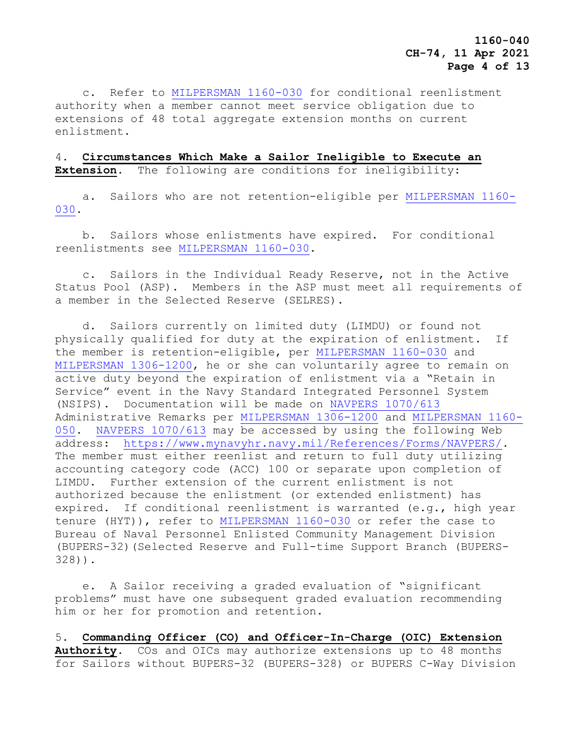c. Refer to MILPERSMAN 1160-030 for conditional reenlistment authority when a member cannot meet service obligation due to extensions of 48 total aggregate extension months on current enlistment.

4. **Circumstances Which Make a Sailor Ineligible to Execute an Extension**. The following are conditions for ineligibility:

a. Sailors who are not retention-eligible per MILPERSMAN 1160-030.

b. Sailors whose enlistments have expired. For conditional reenlistments see MILPERSMAN 1160-030.

c. Sailors in the Individual Ready Reserve, not in the Active Status Pool (ASP). Members in the ASP must meet all requirements of a member in the Selected Reserve (SELRES).

d. Sailors currently on limited duty (LIMDU) or found not physically qualified for duty at the expiration of enlistment. If the member is retention-eligible, per MILPERSMAN 1160-030 and MILPERSMAN 1306-1200, he or she can voluntarily agree to remain on active duty beyond the expiration of enlistment via a "Retain in Service" event in the Navy Standard Integrated Personnel System (NSIPS). Documentation will be made on NAVPERS 1070/613 Administrative Remarks per MILPERSMAN 1306-1200 and MILPERSMAN 1160-050. NAVPERS 1070/613 may be accessed by using the following Web address: https://www.mynavyhr.navy.mil/References/Forms/NAVPERS/. The member must either reenlist and return to full duty utilizing accounting category code (ACC) 100 or separate upon completion of LIMDU. Further extension of the current enlistment is not authorized because the enlistment (or extended enlistment) has expired. If conditional reenlistment is warranted (e.g., high year tenure (HYT)), refer to MILPERSMAN 1160-030 or refer the case to Bureau of Naval Personnel Enlisted Community Management Division (BUPERS-32)(Selected Reserve and Full-time Support Branch (BUPERS-328)).

e. A Sailor receiving a graded evaluation of "significant problems" must have one subsequent graded evaluation recommending him or her for promotion and retention.

5. **Commanding Officer (CO) and Officer-In-Charge (OIC) Extension Authority**. COs and OICs may authorize extensions up to 48 months for Sailors without BUPERS-32 (BUPERS-328) or BUPERS C-Way Division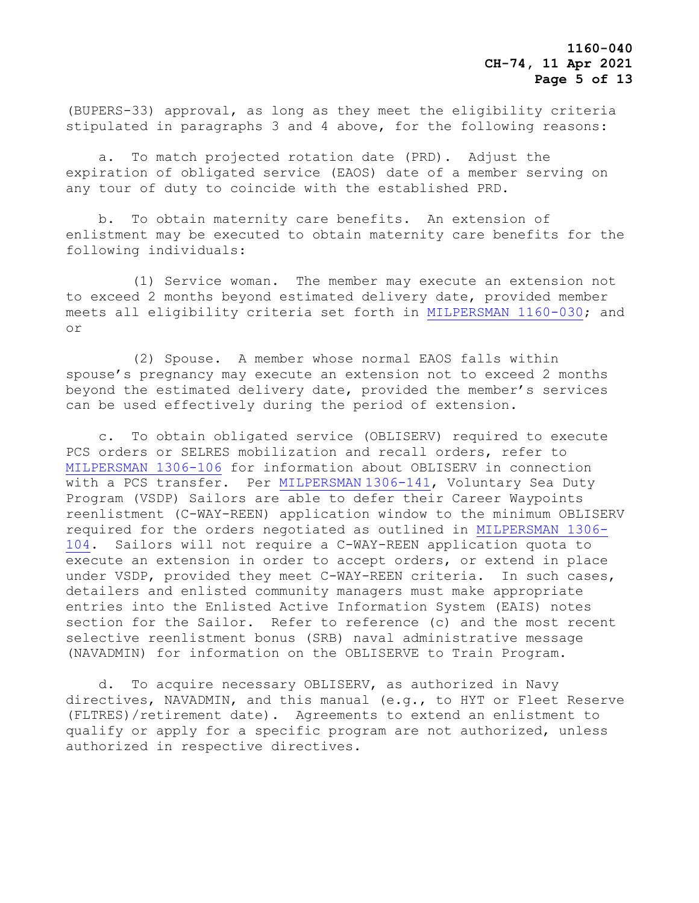(BUPERS-33) approval, as long as they meet the eligibility criteria stipulated in paragraphs 3 and 4 above, for the following reasons:

a. To match projected rotation date (PRD). Adjust the expiration of obligated service (EAOS) date of a member serving on any tour of duty to coincide with the established PRD.

b. To obtain maternity care benefits. An extension of enlistment may be executed to obtain maternity care benefits for the following individuals:

(1) Service woman. The member may execute an extension not to exceed 2 months beyond estimated delivery date, provided member meets all eligibility criteria set forth in MILPERSMAN 1160-030; and or

(2) Spouse. A member whose normal EAOS falls within spouse's pregnancy may execute an extension not to exceed 2 months beyond the estimated delivery date, provided the member's services can be used effectively during the period of extension.

c. To obtain obligated service (OBLISERV) required to execute PCS orders or SELRES mobilization and recall orders, refer to MILPERSMAN 1306-106 for information about OBLISERV in connection with a PCS transfer. Per MILPERSMAN 1306-141, Voluntary Sea Duty Program (VSDP) Sailors are able to defer their Career Waypoints reenlistment (C-WAY-REEN) application window to the minimum OBLISERV required for the orders negotiated as outlined in MILPERSMAN 1306-104. Sailors will not require a C-WAY-REEN application quota to execute an extension in order to accept orders, or extend in place under VSDP, provided they meet C-WAY-REEN criteria. In such cases, detailers and enlisted community managers must make appropriate entries into the Enlisted Active Information System (EAIS) notes section for the Sailor. Refer to reference (c) and the most recent selective reenlistment bonus (SRB) naval administrative message (NAVADMIN) for information on the OBLISERVE to Train Program.

d. To acquire necessary OBLISERV, as authorized in Navy directives, NAVADMIN, and this manual (e.g., to HYT or Fleet Reserve (FLTRES)/retirement date). Agreements to extend an enlistment to qualify or apply for a specific program are not authorized, unless authorized in respective directives.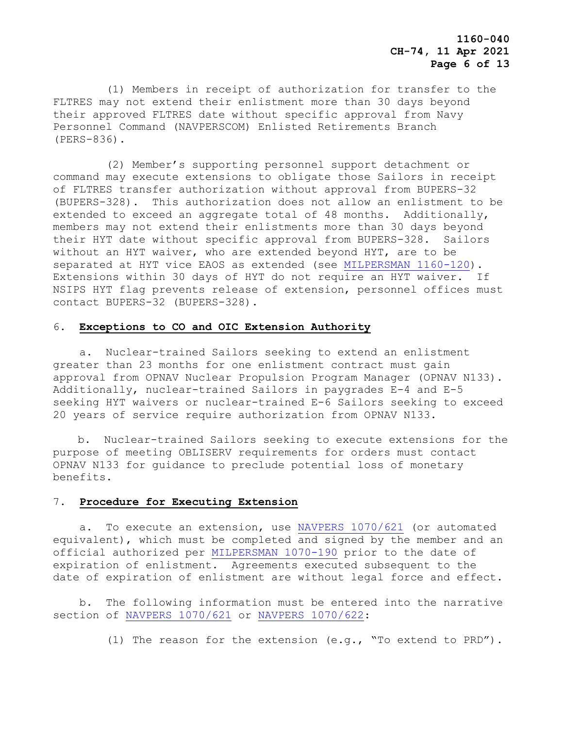(1) Members in receipt of authorization for transfer to the FLTRES may not extend their enlistment more than 30 days beyond their approved FLTRES date without specific approval from Navy Personnel Command (NAVPERSCOM) Enlisted Retirements Branch (PERS-836).

(2) Member's supporting personnel support detachment or command may execute extensions to obligate those Sailors in receipt of FLTRES transfer authorization without approval from BUPERS-32 (BUPERS-328). This authorization does not allow an enlistment to be extended to exceed an aggregate total of 48 months. Additionally, members may not extend their enlistments more than 30 days beyond their HYT date without specific approval from BUPERS-328. Sailors without an HYT waiver, who are extended beyond HYT, are to be separated at HYT vice EAOS as extended (see MILPERSMAN 1160-120). Extensions within 30 days of HYT do not require an HYT waiver. If NSIPS HYT flag prevents release of extension, personnel offices must contact BUPERS-32 (BUPERS-328).

## 6. **Exceptions to CO and OIC Extension Authority**

a. Nuclear-trained Sailors seeking to extend an enlistment greater than 23 months for one enlistment contract must gain approval from OPNAV Nuclear Propulsion Program Manager (OPNAV N133). Additionally, nuclear-trained Sailors in paygrades E-4 and E-5 seeking HYT waivers or nuclear-trained E-6 Sailors seeking to exceed 20 years of service require authorization from OPNAV N133.

b. Nuclear-trained Sailors seeking to execute extensions for the purpose of meeting OBLISERV requirements for orders must contact OPNAV N133 for guidance to preclude potential loss of monetary benefits.

## 7. **Procedure for Executing Extension**

a. To execute an extension, use NAVPERS 1070/621 (or automated equivalent), which must be completed and signed by the member and an official authorized per MILPERSMAN 1070-190 prior to the date of expiration of enlistment. Agreements executed subsequent to the date of expiration of enlistment are without legal force and effect.

b. The following information must be entered into the narrative section of NAVPERS 1070/621 or NAVPERS 1070/622:

(1) The reason for the extension (e.g., "To extend to PRD").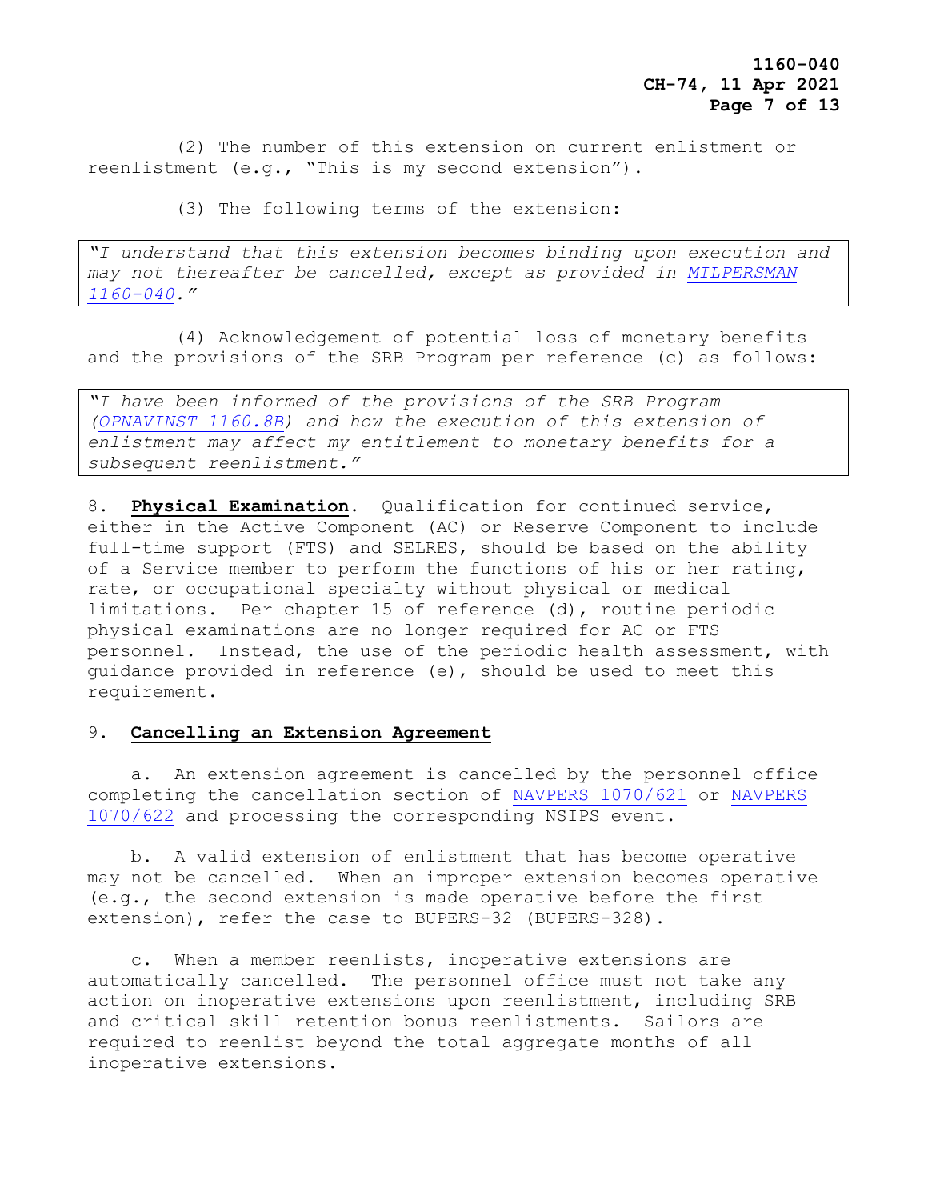(2) The number of this extension on current enlistment or reenlistment (e.g., "This is my second extension").

(3) The following terms of the extension:

> *"I understand that this extension becomes binding upon execution and may not thereafter be cancelled, except as provided in MILPERSMAN 1160-040."*

(4) Acknowledgement of potential loss of monetary benefits and the provisions of the SRB Program per reference (c) as follows:

> *"I have been informed of the provisions of the SRB Program (OPNAVINST 1160.8B) and how the execution of this extension of enlistment may affect my entitlement to monetary benefits for a subsequent reenlistment."*

8. **Physical Examination**. Qualification for continued service, either in the Active Component (AC) or Reserve Component to include full-time support (FTS) and SELRES, should be based on the ability of a Service member to perform the functions of his or her rating, rate, or occupational specialty without physical or medical limitations. Per chapter 15 of reference (d), routine periodic physical examinations are no longer required for AC or FTS personnel. Instead, the use of the periodic health assessment, with guidance provided in reference (e), should be used to meet this requirement.

9. **Cancelling an Extension Agreement**

a. An extension agreement is cancelled by the personnel office completing the cancellation section of NAVPERS 1070/621 or NAVPERS 1070/622 and processing the corresponding NSIPS event.

b. A valid extension of enlistment that has become operative may not be cancelled. When an improper extension becomes operative (e.g., the second extension is made operative before the first extension), refer the case to BUPERS-32 (BUPERS-328).

c. When a member reenlists, inoperative extensions are automatically cancelled. The personnel office must not take any action on inoperative extensions upon reenlistment, including SRB and critical skill retention bonus reenlistments. Sailors are required to reenlist beyond the total aggregate months of all inoperative extensions.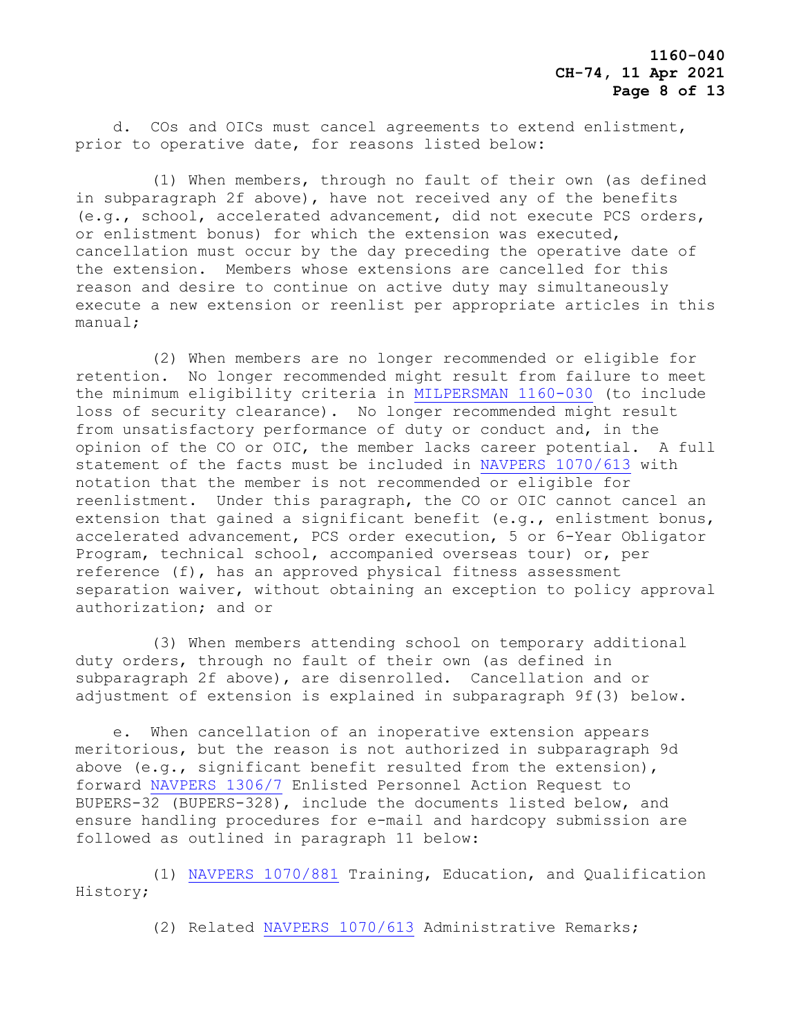d. COs and OICs must cancel agreements to extend enlistment, prior to operative date, for reasons listed below:

(1) When members, through no fault of their own (as defined in subparagraph 2f above), have not received any of the benefits (e.g., school, accelerated advancement, did not execute PCS orders, or enlistment bonus) for which the extension was executed, cancellation must occur by the day preceding the operative date of the extension. Members whose extensions are cancelled for this reason and desire to continue on active duty may simultaneously execute a new extension or reenlist per appropriate articles in this manual;

(2) When members are no longer recommended or eligible for retention. No longer recommended might result from failure to meet the minimum eligibility criteria in MILPERSMAN 1160-030 (to include loss of security clearance). No longer recommended might result from unsatisfactory performance of duty or conduct and, in the opinion of the CO or OIC, the member lacks career potential. A full statement of the facts must be included in NAVPERS 1070/613 with notation that the member is not recommended or eligible for reenlistment. Under this paragraph, the CO or OIC cannot cancel an extension that gained a significant benefit (e.g., enlistment bonus, accelerated advancement, PCS order execution, 5 or 6-Year Obligator Program, technical school, accompanied overseas tour) or, per reference (f), has an approved physical fitness assessment separation waiver, without obtaining an exception to policy approval authorization; and or

(3) When members attending school on temporary additional duty orders, through no fault of their own (as defined in subparagraph 2f above), are disenrolled. Cancellation and or adjustment of extension is explained in subparagraph 9f(3) below.

e. When cancellation of an inoperative extension appears meritorious, but the reason is not authorized in subparagraph 9d above (e.g., significant benefit resulted from the extension), forward NAVPERS 1306/7 Enlisted Personnel Action Request to BUPERS-32 (BUPERS-328), include the documents listed below, and ensure handling procedures for e-mail and hardcopy submission are followed as outlined in paragraph 11 below:

(1) NAVPERS 1070/881 Training, Education, and Qualification History;

(2) Related NAVPERS 1070/613 Administrative Remarks;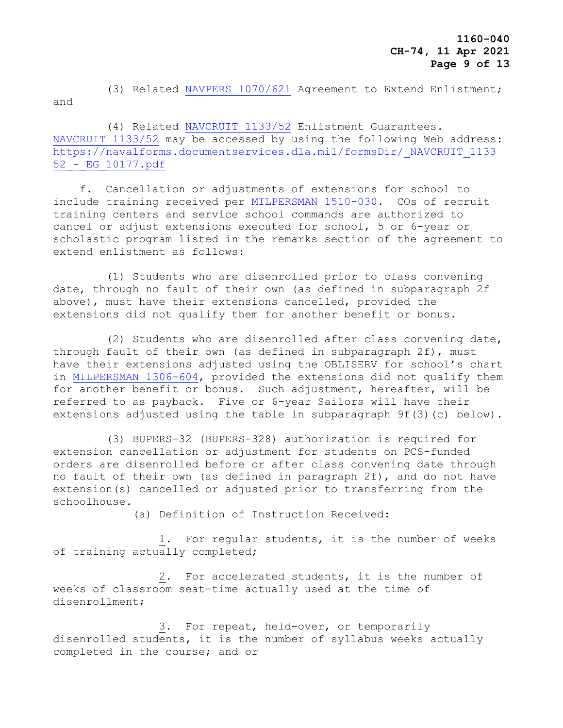(3) Related NAVPERS 1070/621 Agreement to Extend Enlistment; and

(4) Related NAVCRUIT 1133/52 Enlistment Guarantees. NAVCRUIT 1133/52 may be accessed by using the following Web address: https://navalforms.documentservices.dla.mil/formsDir/_NAVCRUIT_1133 52_-_EG_10177.pdf

f. Cancellation or adjustments of extensions for school to include training received per MILPERSMAN 1510-030. COs of recruit training centers and service school commands are authorized to cancel or adjust extensions executed for school, 5 or 6-year or scholastic program listed in the remarks section of the agreement to extend enlistment as follows:

(1) Students who are disenrolled prior to class convening date, through no fault of their own (as defined in subparagraph 2f above), must have their extensions cancelled, provided the extensions did not qualify them for another benefit or bonus.

(2) Students who are disenrolled after class convening date, through fault of their own (as defined in subparagraph 2f), must have their extensions adjusted using the OBLISERV for school's chart in MILPERSMAN 1306-604, provided the extensions did not qualify them for another benefit or bonus. Such adjustment, hereafter, will be referred to as payback. Five or 6-year Sailors will have their extensions adjusted using the table in subparagraph 9f(3)(c) below).

(3) BUPERS-32 (BUPERS-328) authorization is required for extension cancellation or adjustment for students on PCS-funded orders are disenrolled before or after class convening date through no fault of their own (as defined in paragraph 2f), and do not have extension(s) cancelled or adjusted prior to transferring from the schoolhouse.

(a) Definition of Instruction Received:

1. For regular students, it is the number of weeks of training actually completed;

2. For accelerated students, it is the number of weeks of classroom seat-time actually used at the time of disenrollment;

3. For repeat, held-over, or temporarily disenrolled students, it is the number of syllabus weeks actually completed in the course; and or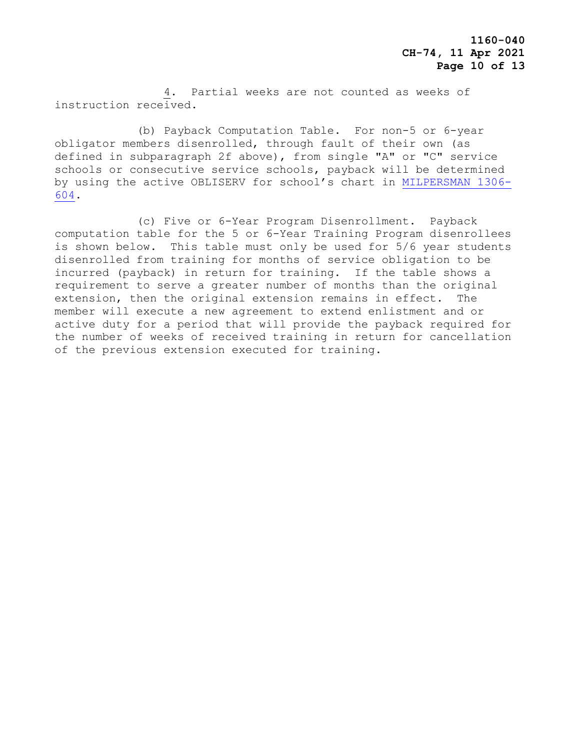4. Partial weeks are not counted as weeks of instruction received.

(b) Payback Computation Table. For non-5 or 6-year obligator members disenrolled, through fault of their own (as defined in subparagraph 2f above), from single "A" or "C" service schools or consecutive service schools, payback will be determined by using the active OBLISERV for school's chart in MILPERSMAN 1306-604.

(c) Five or 6-Year Program Disenrollment. Payback computation table for the 5 or 6-Year Training Program disenrollees is shown below. This table must only be used for 5/6 year students disenrolled from training for months of service obligation to be incurred (payback) in return for training. If the table shows a requirement to serve a greater number of months than the original extension, then the original extension remains in effect. The member will execute a new agreement to extend enlistment and or active duty for a period that will provide the payback required for the number of weeks of received training in return for cancellation of the previous extension executed for training.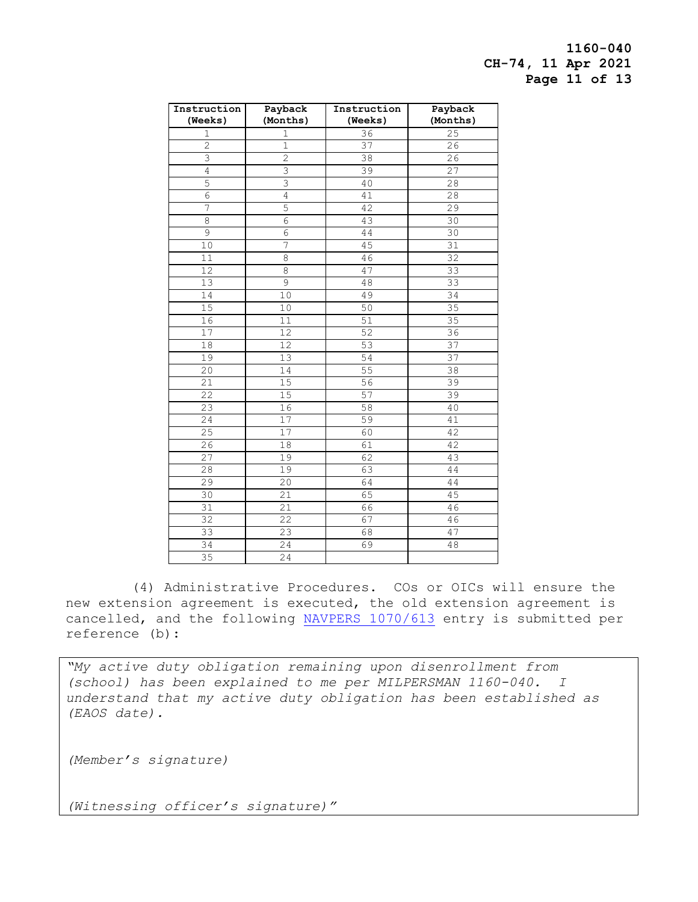| Instruction (Weeks) | Payback (Months) | Instruction (Weeks) | Payback (Months) |
|---|---|---|---|
| 1 | 1 | 36 | 25 |
| 2 | 1 | 37 | 26 |
| 3 | 2 | 38 | 26 |
| 4 | 3 | 39 | 27 |
| 5 | 3 | 40 | 28 |
| 6 | 4 | 41 | 28 |
| 7 | 5 | 42 | 29 |
| 8 | 6 | 43 | 30 |
| 9 | 6 | 44 | 30 |
| 10 | 7 | 45 | 31 |
| 11 | 8 | 46 | 32 |
| 12 | 8 | 47 | 33 |
| 13 | 9 | 48 | 33 |
| 14 | 10 | 49 | 34 |
| 15 | 10 | 50 | 35 |
| 16 | 11 | 51 | 35 |
| 17 | 12 | 52 | 36 |
| 18 | 12 | 53 | 37 |
| 19 | 13 | 54 | 37 |
| 20 | 14 | 55 | 38 |
| 21 | 15 | 56 | 39 |
| 22 | 15 | 57 | 39 |
| 23 | 16 | 58 | 40 |
| 24 | 17 | 59 | 41 |
| 25 | 17 | 60 | 42 |
| 26 | 18 | 61 | 42 |
| 27 | 19 | 62 | 43 |
| 28 | 19 | 63 | 44 |
| 29 | 20 | 64 | 44 |
| 30 | 21 | 65 | 45 |
| 31 | 21 | 66 | 46 |
| 32 | 22 | 67 | 46 |
| 33 | 23 | 68 | 47 |
| 34 | 24 | 69 | 48 |
| 35 | 24 | | |

(4) Administrative Procedures. COs or OICs will ensure the new extension agreement is executed, the old extension agreement is cancelled, and the following NAVPERS 1070/613 entry is submitted per reference (b):

> *"My active duty obligation remaining upon disenrollment from (school) has been explained to me per MILPERSMAN 1160-040. I understand that my active duty obligation has been established as (EAOS date).*
>
> *(Member's signature)*
>
> *(Witnessing officer's signature)"*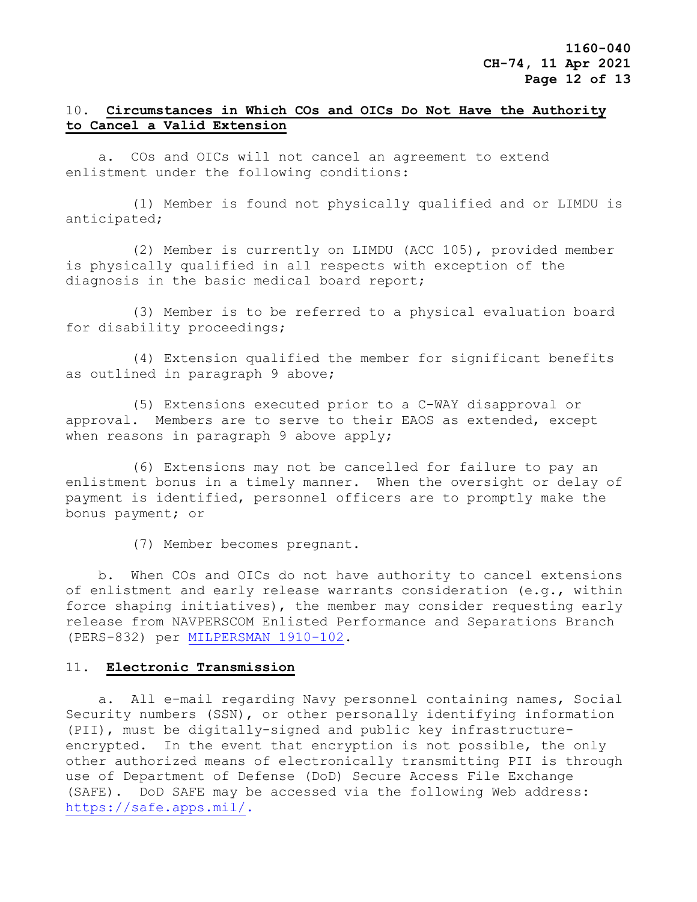## 10. **Circumstances in Which COs and OICs Do Not Have the Authority to Cancel a Valid Extension**

a. COs and OICs will not cancel an agreement to extend enlistment under the following conditions:

(1) Member is found not physically qualified and or LIMDU is anticipated;

(2) Member is currently on LIMDU (ACC 105), provided member is physically qualified in all respects with exception of the diagnosis in the basic medical board report;

(3) Member is to be referred to a physical evaluation board for disability proceedings;

(4) Extension qualified the member for significant benefits as outlined in paragraph 9 above;

(5) Extensions executed prior to a C-WAY disapproval or approval. Members are to serve to their EAOS as extended, except when reasons in paragraph 9 above apply;

(6) Extensions may not be cancelled for failure to pay an enlistment bonus in a timely manner. When the oversight or delay of payment is identified, personnel officers are to promptly make the bonus payment; or

(7) Member becomes pregnant.

b. When COs and OICs do not have authority to cancel extensions of enlistment and early release warrants consideration (e.g., within force shaping initiatives), the member may consider requesting early release from NAVPERSCOM Enlisted Performance and Separations Branch (PERS-832) per MILPERSMAN 1910-102.

## 11. **Electronic Transmission**

a. All e-mail regarding Navy personnel containing names, Social Security numbers (SSN), or other personally identifying information (PII), must be digitally-signed and public key infrastructure-encrypted. In the event that encryption is not possible, the only other authorized means of electronically transmitting PII is through use of Department of Defense (DoD) Secure Access File Exchange (SAFE). DoD SAFE may be accessed via the following Web address: https://safe.apps.mil/.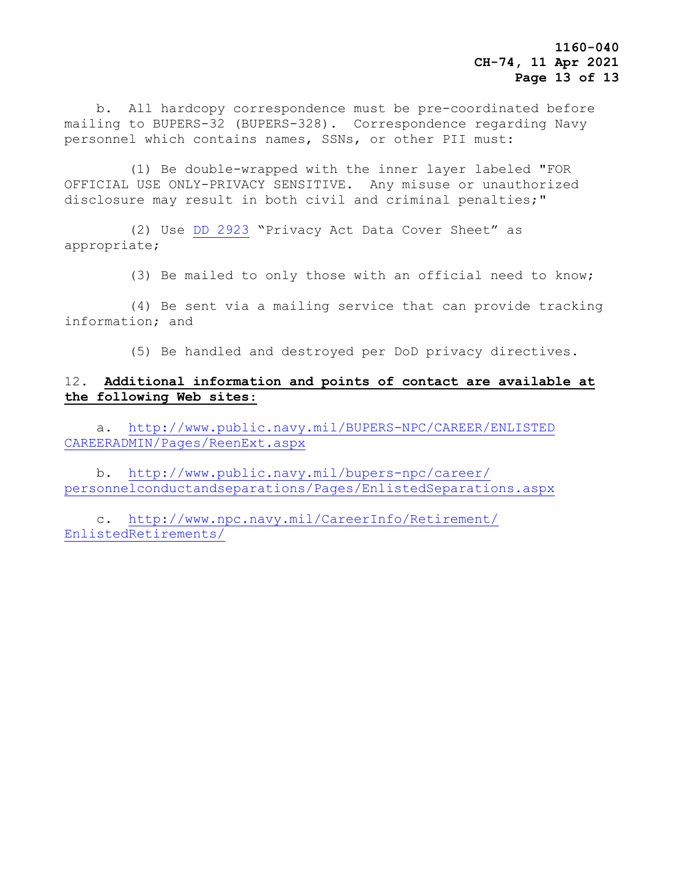b. All hardcopy correspondence must be pre-coordinated before mailing to BUPERS-32 (BUPERS-328). Correspondence regarding Navy personnel which contains names, SSNs, or other PII must:

(1) Be double-wrapped with the inner layer labeled "FOR OFFICIAL USE ONLY-PRIVACY SENSITIVE. Any misuse or unauthorized disclosure may result in both civil and criminal penalties;"

(2) Use DD 2923 "Privacy Act Data Cover Sheet" as appropriate;

(3) Be mailed to only those with an official need to know;

(4) Be sent via a mailing service that can provide tracking information; and

(5) Be handled and destroyed per DoD privacy directives.

12. **Additional information and points of contact are available at the following Web sites:**

a. http://www.public.navy.mil/BUPERS-NPC/CAREER/ENLISTEDCAREERADMIN/Pages/ReenExt.aspx

b. http://www.public.navy.mil/bupers-npc/career/personnelconductandseparations/Pages/EnlistedSeparations.aspx

c. http://www.npc.navy.mil/CareerInfo/Retirement/EnlistedRetirements/